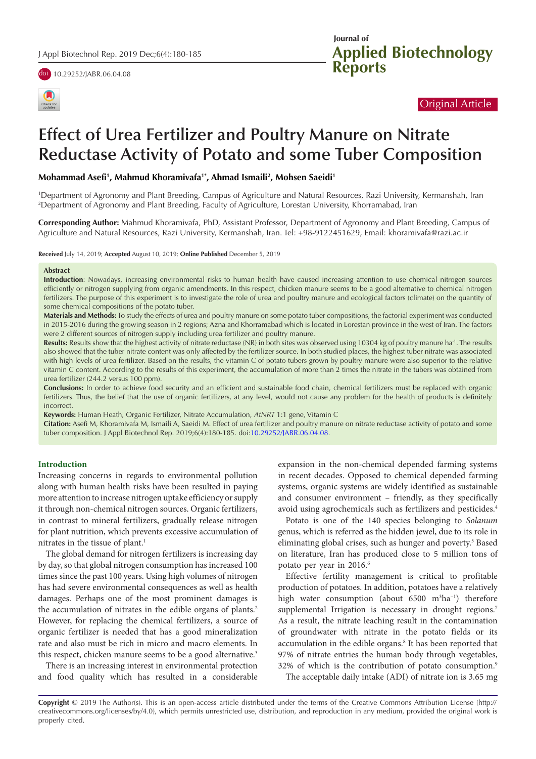Original Article

# Effect of Urea Fertilizer and Poultry Manure on Nitrate Reductase Activity of Potato and some Tuber Composition

**Mohammad Asefi[1], Mahmud Khoramivafa[1*], Ahmad Ismaili[2], Mohsen Saeidi[1]**

[1]Department of Agronomy and Plant Breeding, Campus of Agriculture and Natural Resources, Razi University, Kermanshah, Iran
[2]Department of Agronomy and Plant Breeding, Faculty of Agriculture, Lorestan University, Khorramabad, Iran

**Corresponding Author:** Mahmud Khoramivafa, PhD, Assistant Professor, Department of Agronomy and Plant Breeding, Campus of Agriculture and Natural Resources, Razi University, Kermanshah, Iran. Tel: +98-9122451629, Email: khoramivafa@razi.ac.ir

**Received** July 14, 2019; **Accepted** August 10, 2019; **Online Published** December 5, 2019

## Abstract

**Introduction**: Nowadays, increasing environmental risks to human health have caused increasing attention to use chemical nitrogen sources efficiently or nitrogen supplying from organic amendments. In this respect, chicken manure seems to be a good alternative to chemical nitrogen fertilizers. The purpose of this experiment is to investigate the role of urea and poultry manure and ecological factors (climate) on the quantity of some chemical compositions of the potato tuber.

**Materials and Methods:** To study the effects of urea and poultry manure on some potato tuber compositions, the factorial experiment was conducted in 2015-2016 during the growing season in 2 regions; Azna and Khorramabad which is located in Lorestan province in the west of Iran. The factors were 2 different sources of nitrogen supply including urea fertilizer and poultry manure.

**Results:** Results show that the highest activity of nitrate reductase (NR) in both sites was observed using 10304 kg of poultry manure $ha^{-1}$. The results also showed that the tuber nitrate content was only affected by the fertilizer source. In both studied places, the highest tuber nitrate was associated with high levels of urea fertilizer. Based on the results, the vitamin C of potato tubers grown by poultry manure were also superior to the relative vitamin C content. According to the results of this experiment, the accumulation of more than 2 times the nitrate in the tubers was obtained from urea fertilizer (244.2 versus 100 ppm).

**Conclusions:** In order to achieve food security and an efficient and sustainable food chain, chemical fertilizers must be replaced with organic fertilizers. Thus, the belief that the use of organic fertilizers, at any level, would not cause any problem for the health of products is definitely incorrect.

**Keywords:** Human Heath, Organic Fertilizer, Nitrate Accumulation, *AtNRT* 1:1 gene, Vitamin C

**Citation:** Asefi M, Khoramivafa M, Ismaili A, Saeidi M. Effect of urea fertilizer and poultry manure on nitrate reductase activity of potato and some tuber composition. J Appl Biotechnol Rep. 2019;6(4):180-185. doi:10.29252/JABR.06.04.08.

## Introduction

Increasing concerns in regards to environmental pollution along with human health risks have been resulted in paying more attention to increase nitrogen uptake efficiency or supply it through non-chemical nitrogen sources. Organic fertilizers, in contrast to mineral fertilizers, gradually release nitrogen for plant nutrition, which prevents excessive accumulation of nitrates in the tissue of plant.[1]

The global demand for nitrogen fertilizers is increasing day by day, so that global nitrogen consumption has increased 100 times since the past 100 years. Using high volumes of nitrogen has had severe environmental consequences as well as health damages. Perhaps one of the most prominent damages is the accumulation of nitrates in the edible organs of plants.[2] However, for replacing the chemical fertilizers, a source of organic fertilizer is needed that has a good mineralization rate and also must be rich in micro and macro elements. In this respect, chicken manure seems to be a good alternative.[3]

There is an increasing interest in environmental protection and food quality which has resulted in a considerable expansion in the non-chemical depended farming systems in recent decades. Opposed to chemical depended farming systems, organic systems are widely identified as sustainable and consumer environment – friendly, as they specifically avoid using agrochemicals such as fertilizers and pesticides.[4]

Potato is one of the 140 species belonging to *Solanum* genus, which is referred as the hidden jewel, due to its role in eliminating global crises, such as hunger and poverty.[5] Based on literature, Iran has produced close to 5 million tons of potato per year in 2016.[6]

Effective fertility management is critical to profitable production of potatoes. In addition, potatoes have a relatively high water consumption (about 6500 $m^3ha^{-1}$) therefore supplemental Irrigation is necessary in drought regions.[7] As a result, the nitrate leaching result in the contamination of groundwater with nitrate in the potato fields or its accumulation in the edible organs.[8] It has been reported that 97% of nitrate entries the human body through vegetables, 32% of which is the contribution of potato consumption.[9]

The acceptable daily intake (ADI) of nitrate ion is 3.65 mg

**Copyright** © 2019 The Author(s). This is an open-access article distributed under the terms of the Creative Commons Attribution License (http://creativecommons.org/licenses/by/4.0), which permits unrestricted use, distribution, and reproduction in any medium, provided the original work is properly cited.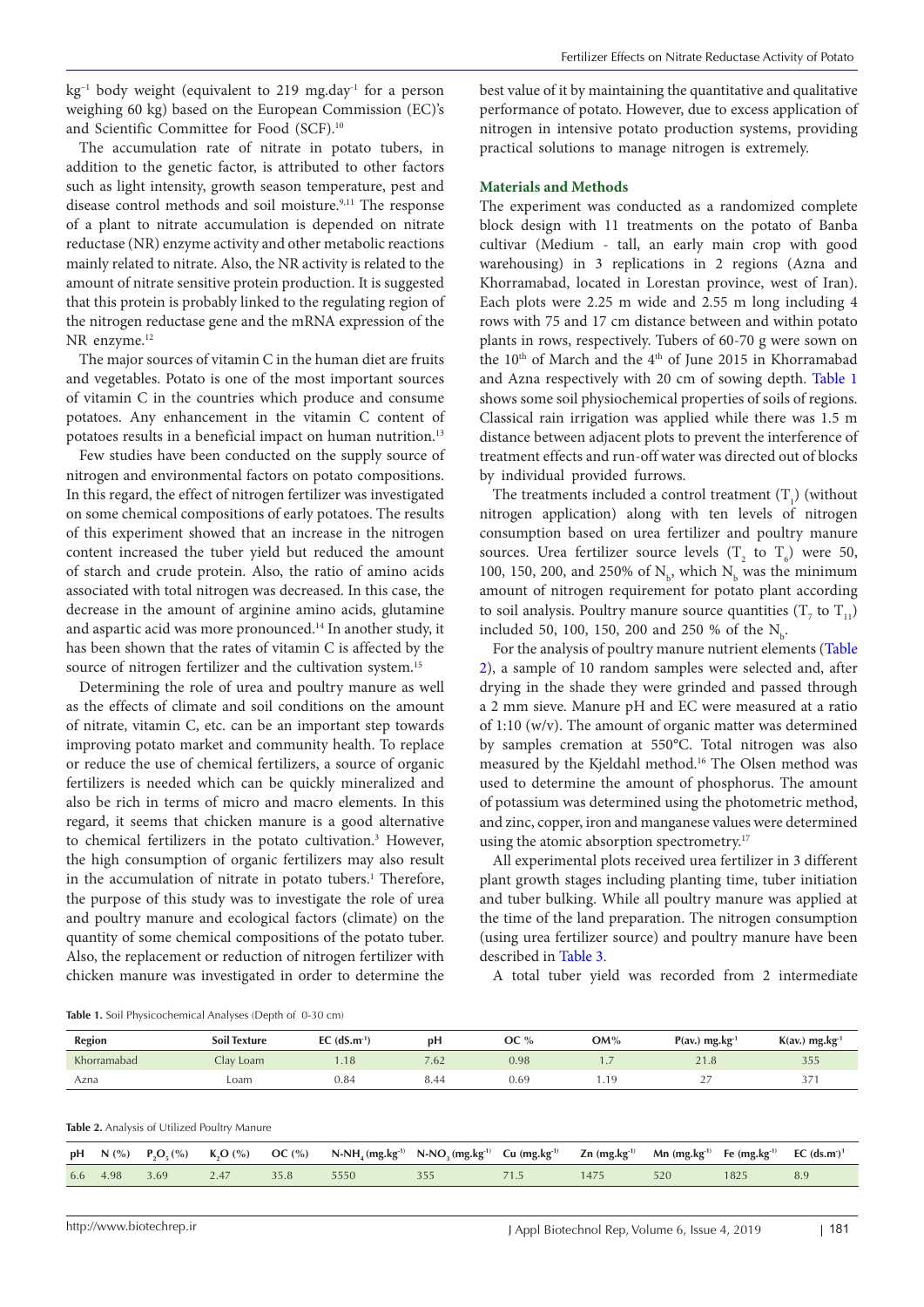$kg^{-1}$ body weight (equivalent to 219 $mg.day^{-1}$ for a person weighing 60 kg) based on the European Commission (EC)'s and Scientific Committee for Food (SCF).[10]

The accumulation rate of nitrate in potato tubers, in addition to the genetic factor, is attributed to other factors such as light intensity, growth season temperature, pest and disease control methods and soil moisture.[9,11] The response of a plant to nitrate accumulation is depended on nitrate reductase (NR) enzyme activity and other metabolic reactions mainly related to nitrate. Also, the NR activity is related to the amount of nitrate sensitive protein production. It is suggested that this protein is probably linked to the regulating region of the nitrogen reductase gene and the mRNA expression of the NR enzyme.[12]

The major sources of vitamin C in the human diet are fruits and vegetables. Potato is one of the most important sources of vitamin C in the countries which produce and consume potatoes. Any enhancement in the vitamin C content of potatoes results in a beneficial impact on human nutrition.[13]

Few studies have been conducted on the supply source of nitrogen and environmental factors on potato compositions. In this regard, the effect of nitrogen fertilizer was investigated on some chemical compositions of early potatoes. The results of this experiment showed that an increase in the nitrogen content increased the tuber yield but reduced the amount of starch and crude protein. Also, the ratio of amino acids associated with total nitrogen was decreased. In this case, the decrease in the amount of arginine amino acids, glutamine and aspartic acid was more pronounced.[14] In another study, it has been shown that the rates of vitamin C is affected by the source of nitrogen fertilizer and the cultivation system.[15]

Determining the role of urea and poultry manure as well as the effects of climate and soil conditions on the amount of nitrate, vitamin C, etc. can be an important step towards improving potato market and community health. To replace or reduce the use of chemical fertilizers, a source of organic fertilizers is needed which can be quickly mineralized and also be rich in terms of micro and macro elements. In this regard, it seems that chicken manure is a good alternative to chemical fertilizers in the potato cultivation.[3] However, the high consumption of organic fertilizers may also result in the accumulation of nitrate in potato tubers.[1] Therefore, the purpose of this study was to investigate the role of urea and poultry manure and ecological factors (climate) on the quantity of some chemical compositions of the potato tuber. Also, the replacement or reduction of nitrogen fertilizer with chicken manure was investigated in order to determine the best value of it by maintaining the quantitative and qualitative performance of potato. However, due to excess application of nitrogen in intensive potato production systems, providing practical solutions to manage nitrogen is extremely.

## Materials and Methods

The experiment was conducted as a randomized complete block design with 11 treatments on the potato of Banba cultivar (Medium - tall, an early main crop with good warehousing) in 3 replications in 2 regions (Azna and Khorramabad, located in Lorestan province, west of Iran). Each plots were 2.25 m wide and 2.55 m long including 4 rows with 75 and 17 cm distance between and within potato plants in rows, respectively. Tubers of 60-70 g were sown on the 10th of March and the 4th of June 2015 in Khorramabad and Azna respectively with 20 cm of sowing depth. Table 1 shows some soil physiochemical properties of soils of regions. Classical rain irrigation was applied while there was 1.5 m distance between adjacent plots to prevent the interference of treatment effects and run-off water was directed out of blocks by individual provided furrows.

The treatments included a control treatment ($T_1$) (without nitrogen application) along with ten levels of nitrogen consumption based on urea fertilizer and poultry manure sources. Urea fertilizer source levels ($T_2$ to $T_6$) were 50, 100, 150, 200, and 250% of $N_b$, which $N_b$ was the minimum amount of nitrogen requirement for potato plant according to soil analysis. Poultry manure source quantities ($T_7$ to $T_{11}$) included 50, 100, 150, 200 and 250 % of the $N_b$.

For the analysis of poultry manure nutrient elements (Table 2), a sample of 10 random samples were selected and, after drying in the shade they were grinded and passed through a 2 mm sieve. Manure pH and EC were measured at a ratio of 1:10 (w/v). The amount of organic matter was determined by samples cremation at 550°C. Total nitrogen was also measured by the Kjeldahl method.[16] The Olsen method was used to determine the amount of phosphorus. The amount of potassium was determined using the photometric method, and zinc, copper, iron and manganese values were determined using the atomic absorption spectrometry.[17]

All experimental plots received urea fertilizer in 3 different plant growth stages including planting time, tuber initiation and tuber bulking. While all poultry manure was applied at the time of the land preparation. The nitrogen consumption (using urea fertilizer source) and poultry manure have been described in Table 3.

A total tuber yield was recorded from 2 intermediate

**Table 1.** Soil Physicochemical Analyses (Depth of 0-30 cm)

| Region | Soil Texture | EC ($dS.m^{-1}$) | pH | OC % | OM% | P(av.) $mg.kg^{-1}$ | K(av.) $mg.kg^{-1}$ |
|---|---|---|---|---|---|---|---|
| Khorramabad | Clay Loam | 1.18 | 7.62 | 0.98 | 1.7 | 21.8 | 355 |
| Azna | Loam | 0.84 | 8.44 | 0.69 | 1.19 | 27 | 371 |

**Table 2.** Analysis of Utilized Poultry Manure

| pH | N (%) | $P_2O_5$ (%) | $K_2O$ (%) | OC (%) | $N-NH_4$ ($mg.kg^{-1}$) | $N-NO_3$ ($mg.kg^{-1}$) | Cu ($mg.kg^{-1}$) | Zn ($mg.kg^{-1}$) | Mn ($mg.kg^{-1}$) | Fe ($mg.kg^{-1}$) | EC ($ds.m^{-1}$) |
|---|---|---|---|---|---|---|---|---|---|---|---|
| 6.6 | 4.98 | 3.69 | 2.47 | 35.8 | 5550 | 355 | 71.5 | 1475 | 520 | 1825 | 8.9 |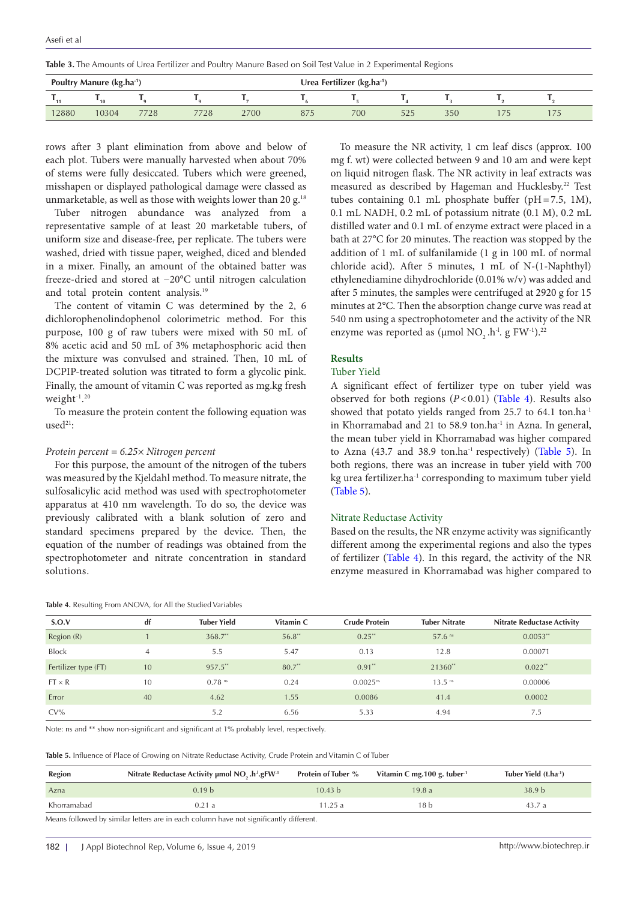**Table 3.** The Amounts of Urea Fertilizer and Poultry Manure Based on Soil Test Value in 2 Experimental Regions

| Poultry Manure (kg.ha$^{-1}$) | | | Urea Fertilizer (kg.ha$^{-1}$) | | | | | | | |
|---|---|---|---|---|---|---|---|---|---|---|
| $T_{11}$ | $T_{10}$ | $T_9$ | $T_9$ | $T_7$ | $T_6$ | $T_5$ | $T_4$ | $T_3$ | $T_2$ | $T_2$ |
| 12880 | 10304 | 7728 | 7728 | 2700 | 875 | 700 | 525 | 350 | 175 | 175 |

rows after 3 plant elimination from above and below of each plot. Tubers were manually harvested when about 70% of stems were fully desiccated. Tubers which were greened, misshapen or displayed pathological damage were classed as unmarketable, as well as those with weights lower than 20 g.[18]

Tuber nitrogen abundance was analyzed from a representative sample of at least 20 marketable tubers, of uniform size and disease-free, per replicate. The tubers were washed, dried with tissue paper, weighed, diced and blended in a mixer. Finally, an amount of the obtained batter was freeze-dried and stored at −20°C until nitrogen calculation and total protein content analysis.[19]

The content of vitamin C was determined by the 2, 6 dichlorophenolindophenol colorimetric method. For this purpose, 100 g of raw tubers were mixed with 50 mL of 8% acetic acid and 50 mL of 3% metaphosphoric acid then the mixture was convulsed and strained. Then, 10 mL of DCPIP-treated solution was titrated to form a glycolic pink. Finally, the amount of vitamin C was reported as mg.kg fresh weight$^{-1}$.[20]

To measure the protein content the following equation was used[21]:

*Protein percent = 6.25× Nitrogen percent*

For this purpose, the amount of the nitrogen of the tubers was measured by the Kjeldahl method. To measure nitrate, the sulfosalicylic acid method was used with spectrophotometer apparatus at 410 nm wavelength. To do so, the device was previously calibrated with a blank solution of zero and standard specimens prepared by the device. Then, the equation of the number of readings was obtained from the spectrophotometer and nitrate concentration in standard solutions.

To measure the NR activity, 1 cm leaf discs (approx. 100 mg f. wt) were collected between 9 and 10 am and were kept on liquid nitrogen flask. The NR activity in leaf extracts was measured as described by Hageman and Hucklesby.[22] Test tubes containing 0.1 mL phosphate buffer (pH = 7.5, 1M), 0.1 mL NADH, 0.2 mL of potassium nitrate (0.1 M), 0.2 mL distilled water and 0.1 mL of enzyme extract were placed in a bath at 27°C for 20 minutes. The reaction was stopped by the addition of 1 mL of sulfanilamide (1 g in 100 mL of normal chloride acid). After 5 minutes, 1 mL of N-(1-Naphthyl) ethylenediamine dihydrochloride (0.01% w/v) was added and after 5 minutes, the samples were centrifuged at 2920 g for 15 minutes at 2°C. Then the absorption change curve was read at 540 nm using a spectrophotometer and the activity of the NR enzyme was reported as (μmol $NO_2$ .h$^{-1}$. g FW$^{-1}$).[22]

## Results

### Tuber Yield

A significant effect of fertilizer type on tuber yield was observed for both regions ($P<0.01$) (Table 4). Results also showed that potato yields ranged from 25.7 to 64.1 ton.ha$^{-1}$ in Khorramabad and 21 to 58.9 ton.ha$^{-1}$ in Azna. In general, the mean tuber yield in Khorramabad was higher compared to Azna (43.7 and 38.9 ton.ha$^{-1}$ respectively) (Table 5). In both regions, there was an increase in tuber yield with 700 kg urea fertilizer.ha$^{-1}$ corresponding to maximum tuber yield (Table 5).

### Nitrate Reductase Activity

Based on the results, the NR enzyme activity was significantly different among the experimental regions and also the types of fertilizer (Table 4). In this regard, the activity of the NR enzyme measured in Khorramabad was higher compared to

**Table 4.** Resulting From ANOVA, for All the Studied Variables

| S.O.V | df | Tuber Yield | Vitamin C | Crude Protein | Tuber Nitrate | Nitrate Reductase Activity |
|---|---|---|---|---|---|---|
| Region (R) | 1 | 368.7** | 56.8** | 0.25** | 57.6 ns | 0.0053** |
| Block | 4 | 5.5 | 5.47 | 0.13 | 12.8 | 0.00071 |
| Fertilizer type (FT) | 10 | 957.5** | 80.7** | 0.91** | 21360** | 0.022** |
| FT × R | 10 | 0.78 ns | 0.24 | 0.0025ns | 13.5 ns | 0.00006 |
| Error | 40 | 4.62 | 1.55 | 0.0086 | 41.4 | 0.0002 |
| CV% | | 5.2 | 6.56 | 5.33 | 4.94 | 7.5 |

Note: ns and ** show non-significant and significant at 1% probably level, respectively.

**Table 5.** Influence of Place of Growing on Nitrate Reductase Activity, Crude Protein and Vitamin C of Tuber

| Region | Nitrate Reductase Activity μmol $NO_2$ .h$^{-1}$.gFW$^{-1}$ | Protein of Tuber % | Vitamin C mg.100 g. tuber$^{-1}$ | Tuber Yield (t.ha$^{-1}$) |
|---|---|---|---|---|
| Azna | 0.19 b | 10.43 b | 19.8 a | 38.9 b |
| Khorramabad | 0.21 a | 11.25 a | 18 b | 43.7 a |

Means followed by similar letters are in each column have not significantly different.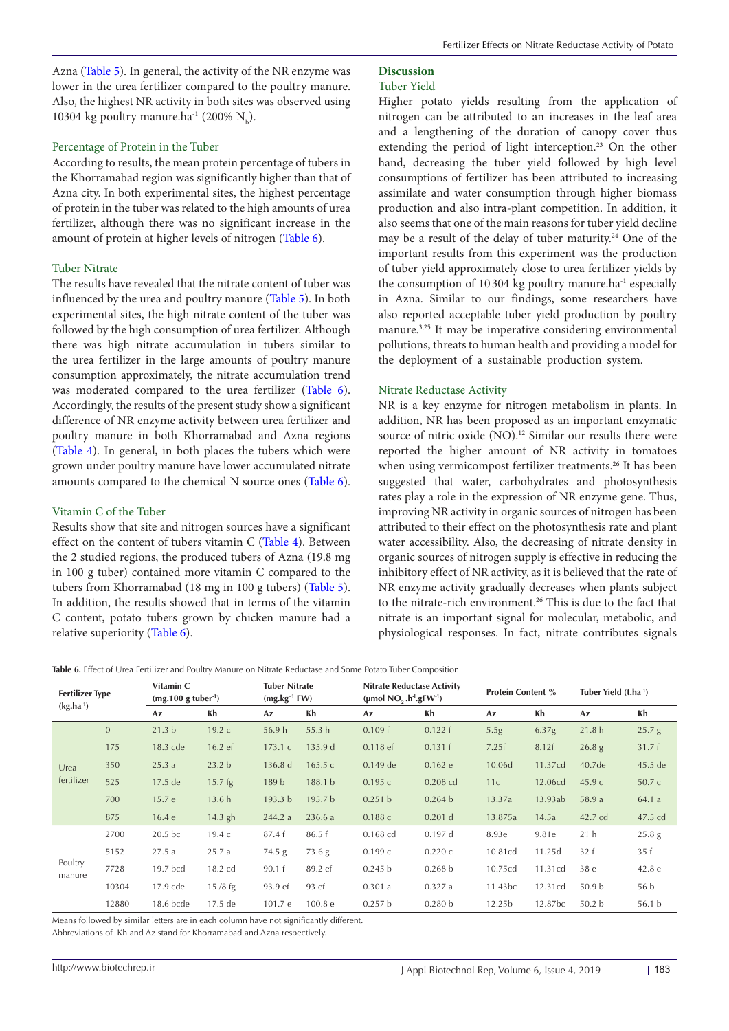Azna (Table 5). In general, the activity of the NR enzyme was lower in the urea fertilizer compared to the poultry manure. Also, the highest NR activity in both sites was observed using 10304 kg poultry manure.ha$^{-1}$ (200% $N_b$).

### Percentage of Protein in the Tuber

According to results, the mean protein percentage of tubers in the Khorramabad region was significantly higher than that of Azna city. In both experimental sites, the highest percentage of protein in the tuber was related to the high amounts of urea fertilizer, although there was no significant increase in the amount of protein at higher levels of nitrogen (Table 6).

### Tuber Nitrate

The results have revealed that the nitrate content of tuber was influenced by the urea and poultry manure (Table 5). In both experimental sites, the high nitrate content of the tuber was followed by the high consumption of urea fertilizer. Although there was high nitrate accumulation in tubers similar to the urea fertilizer in the large amounts of poultry manure consumption approximately, the nitrate accumulation trend was moderated compared to the urea fertilizer (Table 6). Accordingly, the results of the present study show a significant difference of NR enzyme activity between urea fertilizer and poultry manure in both Khorramabad and Azna regions (Table 4). In general, in both places the tubers which were grown under poultry manure have lower accumulated nitrate amounts compared to the chemical N source ones (Table 6).

### Vitamin C of the Tuber

Results show that site and nitrogen sources have a significant effect on the content of tubers vitamin C (Table 4). Between the 2 studied regions, the produced tubers of Azna (19.8 mg in 100 g tuber) contained more vitamin C compared to the tubers from Khorramabad (18 mg in 100 g tubers) (Table 5). In addition, the results showed that in terms of the vitamin C content, potato tubers grown by chicken manure had a relative superiority (Table 6).

## Discussion

### Tuber Yield

Higher potato yields resulting from the application of nitrogen can be attributed to an increases in the leaf area and a lengthening of the duration of canopy cover thus extending the period of light interception.[23] On the other hand, decreasing the tuber yield followed by high level consumptions of fertilizer has been attributed to increasing assimilate and water consumption through higher biomass production and also intra-plant competition. In addition, it also seems that one of the main reasons for tuber yield decline may be a result of the delay of tuber maturity.[24] One of the important results from this experiment was the production of tuber yield approximately close to urea fertilizer yields by the consumption of 10 304 kg poultry manure.ha$^{-1}$ especially in Azna. Similar to our findings, some researchers have also reported acceptable tuber yield production by poultry manure.[3,25] It may be imperative considering environmental pollutions, threats to human health and providing a model for the deployment of a sustainable production system.

### Nitrate Reductase Activity

NR is a key enzyme for nitrogen metabolism in plants. In addition, NR has been proposed as an important enzymatic source of nitric oxide (NO).[12] Similar our results there were reported the higher amount of NR activity in tomatoes when using vermicompost fertilizer treatments.[26] It has been suggested that water, carbohydrates and photosynthesis rates play a role in the expression of NR enzyme gene. Thus, improving NR activity in organic sources of nitrogen has been attributed to their effect on the photosynthesis rate and plant water accessibility. Also, the decreasing of nitrate density in organic sources of nitrogen supply is effective in reducing the inhibitory effect of NR activity, as it is believed that the rate of NR enzyme activity gradually decreases when plants subject to the nitrate-rich environment.[26] This is due to the fact that nitrate is an important signal for molecular, metabolic, and physiological responses. In fact, nitrate contributes signals

**Table 6.** Effect of Urea Fertilizer and Poultry Manure on Nitrate Reductase and Some Potato Tuber Composition

| Fertilizer Type (kg.ha$^{-1}$) | | Vitamin C (mg.100 g tuber$^{-1}$) | | Tuber Nitrate (mg.kg$^{-1}$ FW) | | Nitrate Reductase Activity (μmol $NO_2$.h$^{-1}$.gFW$^{-1}$) | | Protein Content % | | Tuber Yield (t.ha$^{-1}$) | |
|---|---|---|---|---|---|---|---|---|---|---|---|
| | | Az | Kh | Az | Kh | Az | Kh | Az | Kh | Az | Kh |
| Urea fertilizer | 0 | 21.3 b | 19.2 c | 56.9 h | 55.3 h | 0.109 f | 0.122 f | 5.5g | 6.37g | 21.8 h | 25.7 g |
| | 175 | 18.3 cde | 16.2 ef | 173.1 c | 135.9 d | 0.118 ef | 0.131 f | 7.25f | 8.12f | 26.8 g | 31.7 f |
| | 350 | 25.3 a | 23.2 b | 136.8 d | 165.5 c | 0.149 de | 0.162 e | 10.06d | 11.37cd | 40.7de | 45.5 de |
| | 525 | 17.5 de | 15.7 fg | 189 b | 188.1 b | 0.195 c | 0.208 cd | 11c | 12.06cd | 45.9 c | 50.7 c |
| | 700 | 15.7 e | 13.6 h | 193.3 b | 195.7 b | 0.251 b | 0.264 b | 13.37a | 13.93ab | 58.9 a | 64.1 a |
| | 875 | 16.4 e | 14.3 gh | 244.2 a | 236.6 a | 0.188 c | 0.201 d | 13.875a | 14.5a | 42.7 cd | 47.5 cd |
| Poultry manure | 2700 | 20.5 bc | 19.4 c | 87.4 f | 86.5 f | 0.168 cd | 0.197 d | 8.93e | 9.81e | 21 h | 25.8 g |
| | 5152 | 27.5 a | 25.7 a | 74.5 g | 73.6 g | 0.199 c | 0.220 c | 10.81cd | 11.25d | 32 f | 35 f |
| | 7728 | 19.7 bcd | 18.2 cd | 90.1 f | 89.2 ef | 0.245 b | 0.268 b | 10.75cd | 11.31cd | 38 e | 42.8 e |
| | 10304 | 17.9 cde | 15./8 fg | 93.9 ef | 93 ef | 0.301 a | 0.327 a | 11.43bc | 12.31cd | 50.9 b | 56 b |
| | 12880 | 18.6 bcde | 17.5 de | 101.7 e | 100.8 e | 0.257 b | 0.280 b | 12.25b | 12.87bc | 50.2 b | 56.1 b |

Means followed by similar letters are in each column have not significantly different.
Abbreviations of Kh and Az stand for Khorramabad and Azna respectively.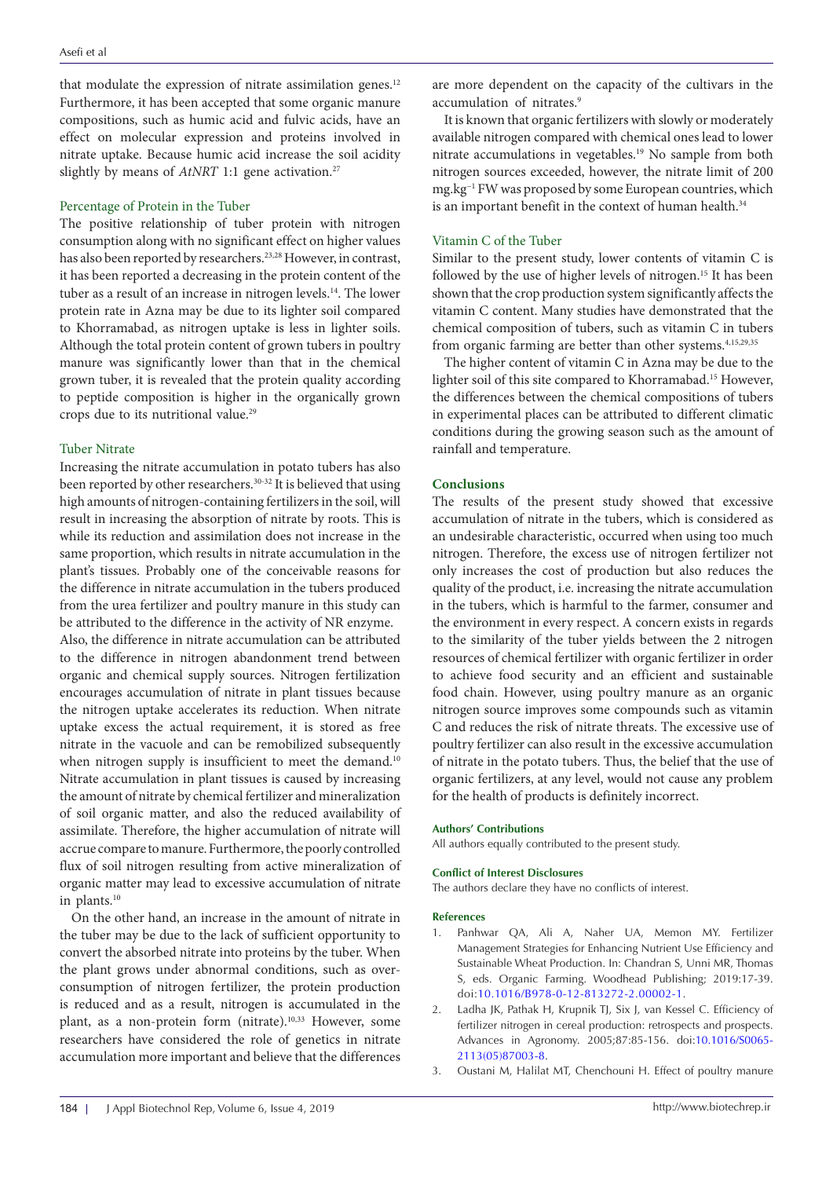that modulate the expression of nitrate assimilation genes.[12] Furthermore, it has been accepted that some organic manure compositions, such as humic acid and fulvic acids, have an effect on molecular expression and proteins involved in nitrate uptake. Because humic acid increase the soil acidity slightly by means of *AtNRT* 1:1 gene activation.[27]

### Percentage of Protein in the Tuber

The positive relationship of tuber protein with nitrogen consumption along with no significant effect on higher values has also been reported by researchers.[23,28] However, in contrast, it has been reported a decreasing in the protein content of the tuber as a result of an increase in nitrogen levels.[14]. The lower protein rate in Azna may be due to its lighter soil compared to Khorramabad, as nitrogen uptake is less in lighter soils. Although the total protein content of grown tubers in poultry manure was significantly lower than that in the chemical grown tuber, it is revealed that the protein quality according to peptide composition is higher in the organically grown crops due to its nutritional value.[29]

### Tuber Nitrate

Increasing the nitrate accumulation in potato tubers has also been reported by other researchers.[30-32] It is believed that using high amounts of nitrogen-containing fertilizers in the soil, will result in increasing the absorption of nitrate by roots. This is while its reduction and assimilation does not increase in the same proportion, which results in nitrate accumulation in the plant's tissues. Probably one of the conceivable reasons for the difference in nitrate accumulation in the tubers produced from the urea fertilizer and poultry manure in this study can be attributed to the difference in the activity of NR enzyme. Also, the difference in nitrate accumulation can be attributed to the difference in nitrogen abandonment trend between organic and chemical supply sources. Nitrogen fertilization encourages accumulation of nitrate in plant tissues because the nitrogen uptake accelerates its reduction. When nitrate uptake excess the actual requirement, it is stored as free nitrate in the vacuole and can be remobilized subsequently when nitrogen supply is insufficient to meet the demand.[10] Nitrate accumulation in plant tissues is caused by increasing the amount of nitrate by chemical fertilizer and mineralization of soil organic matter, and also the reduced availability of assimilate. Therefore, the higher accumulation of nitrate will accrue compare to manure. Furthermore, the poorly controlled flux of soil nitrogen resulting from active mineralization of organic matter may lead to excessive accumulation of nitrate in plants.[10]

On the other hand, an increase in the amount of nitrate in the tuber may be due to the lack of sufficient opportunity to convert the absorbed nitrate into proteins by the tuber. When the plant grows under abnormal conditions, such as over-consumption of nitrogen fertilizer, the protein production is reduced and as a result, nitrogen is accumulated in the plant, as a non-protein form (nitrate).[10,33] However, some researchers have considered the role of genetics in nitrate accumulation more important and believe that the differences are more dependent on the capacity of the cultivars in the accumulation of nitrates.[9]

It is known that organic fertilizers with slowly or moderately available nitrogen compared with chemical ones lead to lower nitrate accumulations in vegetables.[19] No sample from both nitrogen sources exceeded, however, the nitrate limit of 200 mg.kg$^{-1}$ FW was proposed by some European countries, which is an important benefit in the context of human health.[34]

### Vitamin C of the Tuber

Similar to the present study, lower contents of vitamin C is followed by the use of higher levels of nitrogen.[15] It has been shown that the crop production system significantly affects the vitamin C content. Many studies have demonstrated that the chemical composition of tubers, such as vitamin C in tubers from organic farming are better than other systems.[4,15,29,35]

The higher content of vitamin C in Azna may be due to the lighter soil of this site compared to Khorramabad.[15] However, the differences between the chemical compositions of tubers in experimental places can be attributed to different climatic conditions during the growing season such as the amount of rainfall and temperature.

## Conclusions

The results of the present study showed that excessive accumulation of nitrate in the tubers, which is considered as an undesirable characteristic, occurred when using too much nitrogen. Therefore, the excess use of nitrogen fertilizer not only increases the cost of production but also reduces the quality of the product, i.e. increasing the nitrate accumulation in the tubers, which is harmful to the farmer, consumer and the environment in every respect. A concern exists in regards to the similarity of the tuber yields between the 2 nitrogen resources of chemical fertilizer with organic fertilizer in order to achieve food security and an efficient and sustainable food chain. However, using poultry manure as an organic nitrogen source improves some compounds such as vitamin C and reduces the risk of nitrate threats. The excessive use of poultry fertilizer can also result in the excessive accumulation of nitrate in the potato tubers. Thus, the belief that the use of organic fertilizers, at any level, would not cause any problem for the health of products is definitely incorrect.

#### Authors' Contributions

All authors equally contributed to the present study.

#### Conflict of Interest Disclosures

The authors declare they have no conflicts of interest.

#### References

1. Panhwar QA, Ali A, Naher UA, Memon MY. Fertilizer Management Strategies for Enhancing Nutrient Use Efficiency and Sustainable Wheat Production. In: Chandran S, Unni MR, Thomas S, eds. Organic Farming. Woodhead Publishing; 2019:17-39. doi:10.1016/B978-0-12-813272-2.00002-1.
2. Ladha JK, Pathak H, Krupnik TJ, Six J, van Kessel C. Efficiency of fertilizer nitrogen in cereal production: retrospects and prospects. Advances in Agronomy. 2005;87:85-156. doi:10.1016/S0065-2113(05)87003-8.
3. Oustani M, Halilat MT, Chenchouni H. Effect of poultry manure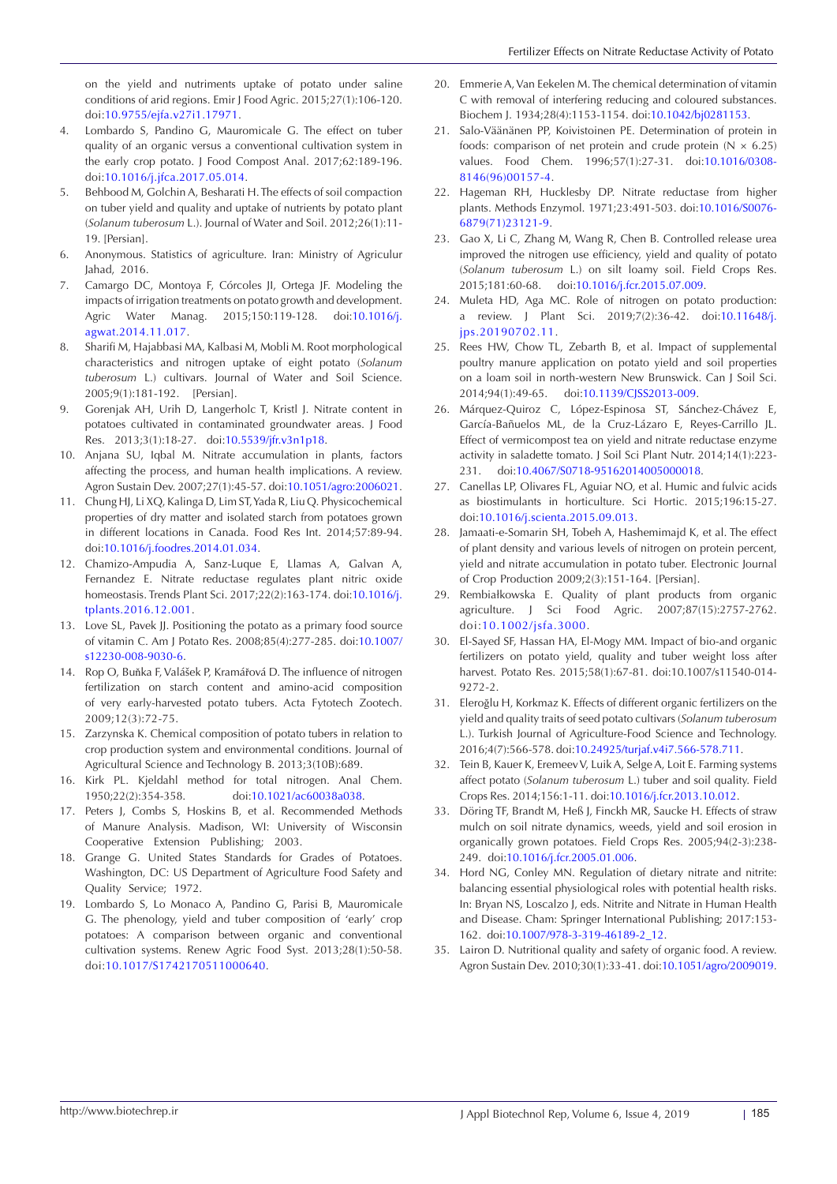on the yield and nutriments uptake of potato under saline conditions of arid regions. Emir J Food Agric. 2015;27(1):106-120. doi:10.9755/ejfa.v27i1.17971.

4. Lombardo S, Pandino G, Mauromicale G. The effect on tuber quality of an organic versus a conventional cultivation system in the early crop potato. J Food Compost Anal. 2017;62:189-196. doi:10.1016/j.jfca.2017.05.014.
5. Behbood M, Golchin A, Besharati H. The effects of soil compaction on tuber yield and quality and uptake of nutrients by potato plant (*Solanum tuberosum* L.). Journal of Water and Soil. 2012;26(1):11-19. [Persian].
6. Anonymous. Statistics of agriculture. Iran: Ministry of Agricultur Jahad, 2016.
7. Camargo DC, Montoya F, Córcoles JI, Ortega JF. Modeling the impacts of irrigation treatments on potato growth and development. Agric Water Manag. 2015;150:119-128. doi:10.1016/j.agwat.2014.11.017.
8. Sharifi M, Hajabbasi MA, Kalbasi M, Mobli M. Root morphological characteristics and nitrogen uptake of eight potato (*Solanum tuberosum* L.) cultivars. Journal of Water and Soil Science. 2005;9(1):181-192. [Persian].
9. Gorenjak AH, Urih D, Langerholc T, Kristl J. Nitrate content in potatoes cultivated in contaminated groundwater areas. J Food Res. 2013;3(1):18-27. doi:10.5539/jfr.v3n1p18.
10. Anjana SU, Iqbal M. Nitrate accumulation in plants, factors affecting the process, and human health implications. A review. Agron Sustain Dev. 2007;27(1):45-57. doi:10.1051/agro:2006021.
11. Chung HJ, Li XQ, Kalinga D, Lim ST, Yada R, Liu Q. Physicochemical properties of dry matter and isolated starch from potatoes grown in different locations in Canada. Food Res Int. 2014;57:89-94. doi:10.1016/j.foodres.2014.01.034.
12. Chamizo-Ampudia A, Sanz-Luque E, Llamas A, Galvan A, Fernandez E. Nitrate reductase regulates plant nitric oxide homeostasis. Trends Plant Sci. 2017;22(2):163-174. doi:10.1016/j.tplants.2016.12.001.
13. Love SL, Pavek JJ. Positioning the potato as a primary food source of vitamin C. Am J Potato Res. 2008;85(4):277-285. doi:10.1007/s12230-008-9030-6.
14. Rop O, Buňka F, Valášek P, Kramářová D. The influence of nitrogen fertilization on starch content and amino-acid composition of very early-harvested potato tubers. Acta Fytotech Zootech. 2009;12(3):72-75.
15. Zarzynska K. Chemical composition of potato tubers in relation to crop production system and environmental conditions. Journal of Agricultural Science and Technology B. 2013;3(10B):689.
16. Kirk PL. Kjeldahl method for total nitrogen. Anal Chem. 1950;22(2):354-358. doi:10.1021/ac60038a038.
17. Peters J, Combs S, Hoskins B, et al. Recommended Methods of Manure Analysis. Madison, WI: University of Wisconsin Cooperative Extension Publishing; 2003.
18. Grange G. United States Standards for Grades of Potatoes. Washington, DC: US Department of Agriculture Food Safety and Quality Service; 1972.
19. Lombardo S, Lo Monaco A, Pandino G, Parisi B, Mauromicale G. The phenology, yield and tuber composition of 'early' crop potatoes: A comparison between organic and conventional cultivation systems. Renew Agric Food Syst. 2013;28(1):50-58. doi:10.1017/S1742170511000640.
20. Emmerie A, Van Eekelen M. The chemical determination of vitamin C with removal of interfering reducing and coloured substances. Biochem J. 1934;28(4):1153-1154. doi:10.1042/bj0281153.
21. Salo-Väänänen PP, Koivistoinen PE. Determination of protein in foods: comparison of net protein and crude protein (N × 6.25) values. Food Chem. 1996;57(1):27-31. doi:10.1016/0308-8146(96)00157-4.
22. Hageman RH, Hucklesby DP. Nitrate reductase from higher plants. Methods Enzymol. 1971;23:491-503. doi:10.1016/S0076-6879(71)23121-9.
23. Gao X, Li C, Zhang M, Wang R, Chen B. Controlled release urea improved the nitrogen use efficiency, yield and quality of potato (*Solanum tuberosum* L.) on silt loamy soil. Field Crops Res. 2015;181:60-68. doi:10.1016/j.fcr.2015.07.009.
24. Muleta HD, Aga MC. Role of nitrogen on potato production: a review. J Plant Sci. 2019;7(2):36-42. doi:10.11648/j.jps.20190702.11.
25. Rees HW, Chow TL, Zebarth B, et al. Impact of supplemental poultry manure application on potato yield and soil properties on a loam soil in north-western New Brunswick. Can J Soil Sci. 2014;94(1):49-65. doi:10.1139/CJSS2013-009.
26. Márquez-Quiroz C, López-Espinosa ST, Sánchez-Chávez E, García-Bañuelos ML, de la Cruz-Lázaro E, Reyes-Carrillo JL. Effect of vermicompost tea on yield and nitrate reductase enzyme activity in saladette tomato. J Soil Sci Plant Nutr. 2014;14(1):223-231. doi:10.4067/S0718-95162014005000018.
27. Canellas LP, Olivares FL, Aguiar NO, et al. Humic and fulvic acids as biostimulants in horticulture. Sci Hortic. 2015;196:15-27. doi:10.1016/j.scienta.2015.09.013.
28. Jamaati-e-Somarin SH, Tobeh A, Hashemimajd K, et al. The effect of plant density and various levels of nitrogen on protein percent, yield and nitrate accumulation in potato tuber. Electronic Journal of Crop Production 2009;2(3):151-164. [Persian].
29. Rembiałkowska E. Quality of plant products from organic agriculture. J Sci Food Agric. 2007;87(15):2757-2762. doi:10.1002/jsfa.3000.
30. El-Sayed SF, Hassan HA, El-Mogy MM. Impact of bio-and organic fertilizers on potato yield, quality and tuber weight loss after harvest. Potato Res. 2015;58(1):67-81. doi:10.1007/s11540-014-9272-2.
31. Eleroğlu H, Korkmaz K. Effects of different organic fertilizers on the yield and quality traits of seed potato cultivars (*Solanum tuberosum* L.). Turkish Journal of Agriculture-Food Science and Technology. 2016;4(7):566-578. doi:10.24925/turjaf.v4i7.566-578.711.
32. Tein B, Kauer K, Eremeev V, Luik A, Selge A, Loit E. Farming systems affect potato (*Solanum tuberosum* L.) tuber and soil quality. Field Crops Res. 2014;156:1-11. doi:10.1016/j.fcr.2013.10.012.
33. Döring TF, Brandt M, Heß J, Finckh MR, Saucke H. Effects of straw mulch on soil nitrate dynamics, weeds, yield and soil erosion in organically grown potatoes. Field Crops Res. 2005;94(2-3):238-249. doi:10.1016/j.fcr.2005.01.006.
34. Hord NG, Conley MN. Regulation of dietary nitrate and nitrite: balancing essential physiological roles with potential health risks. In: Bryan NS, Loscalzo J, eds. Nitrite and Nitrate in Human Health and Disease. Cham: Springer International Publishing; 2017:153-162. doi:10.1007/978-3-319-46189-2_12.
35. Lairon D. Nutritional quality and safety of organic food. A review. Agron Sustain Dev. 2010;30(1):33-41. doi:10.1051/agro/2009019.